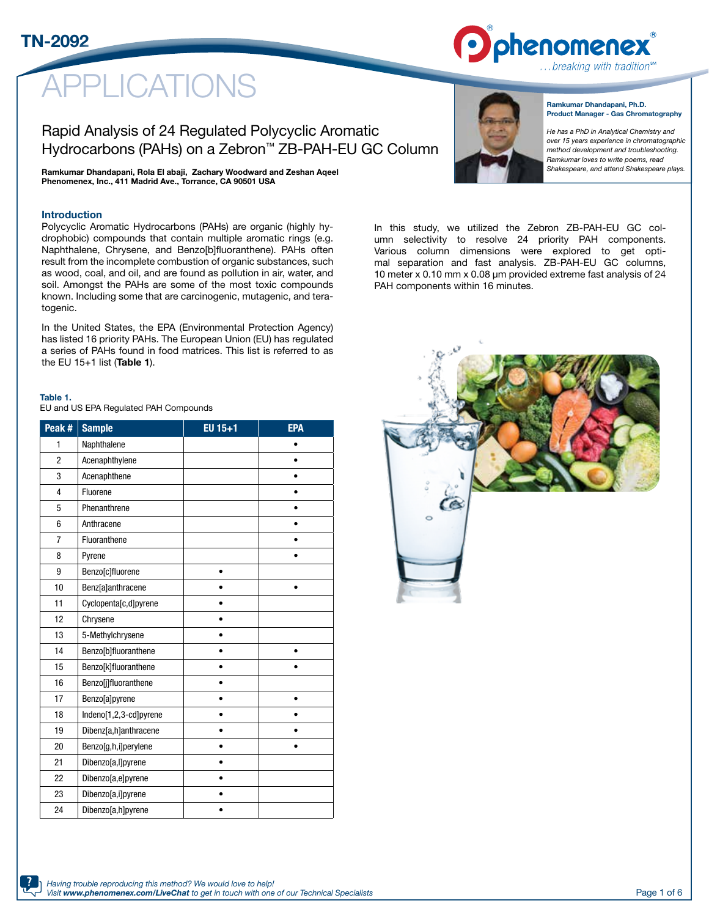TN-2092

# APPLICATIONS

## Rapid Analysis of 24 Regulated Polycyclic Aromatic Hydrocarbons (PAHs) on a Zebron™ ZB-PAH-EU GC Column

**Ramkumar Dhandapani, Rola El abaji, Zachary Woodward and Zeshan Aqeel**
**Phenomenex, Inc., 411 Madrid Ave., Torrance, CA 90501 USA**

**Ramkumar Dhandapani, Ph.D.**
**Product Manager - Gas Chromatography**

*He has a PhD in Analytical Chemistry and over 15 years experience in chromatographic method development and troubleshooting. Ramkumar loves to write poems, read Shakespeare, and attend Shakespeare plays.*

### Introduction

Polycyclic Aromatic Hydrocarbons (PAHs) are organic (highly hydrophobic) compounds that contain multiple aromatic rings (e.g. Naphthalene, Chrysene, and Benzo[b]fluoranthene). PAHs often result from the incomplete combustion of organic substances, such as wood, coal, and oil, and are found as pollution in air, water, and soil. Amongst the PAHs are some of the most toxic compounds known. Including some that are carcinogenic, mutagenic, and teratogenic.

In the United States, the EPA (Environmental Protection Agency) has listed 16 priority PAHs. The European Union (EU) has regulated a series of PAHs found in food matrices. This list is referred to as the EU 15+1 list (**Table 1**).

In this study, we utilized the Zebron ZB-PAH-EU GC column selectivity to resolve 24 priority PAH components. Various column dimensions were explored to get optimal separation and fast analysis. ZB-PAH-EU GC columns, 10 meter x 0.10 mm x 0.08 µm provided extreme fast analysis of 24 PAH components within 16 minutes.

**Table 1.**
EU and US EPA Regulated PAH Compounds

| Peak # | Sample | EU 15+1 | EPA |
|---|---|---|---|
| 1 | Naphthalene | | • |
| 2 | Acenaphthylene | | • |
| 3 | Acenaphthene | | • |
| 4 | Fluorene | | • |
| 5 | Phenanthrene | | • |
| 6 | Anthracene | | • |
| 7 | Fluoranthene | | • |
| 8 | Pyrene | | • |
| 9 | Benzo[c]fluorene | • | |
| 10 | Benz[a]anthracene | • | • |
| 11 | Cyclopenta[c,d]pyrene | • | |
| 12 | Chrysene | • | |
| 13 | 5-Methylchrysene | • | |
| 14 | Benzo[b]fluoranthene | • | • |
| 15 | Benzo[k]fluoranthene | • | • |
| 16 | Benzo[j]fluoranthene | • | |
| 17 | Benzo[a]pyrene | • | • |
| 18 | Indeno[1,2,3-cd]pyrene | • | • |
| 19 | Dibenz[a,h]anthracene | • | • |
| 20 | Benzo[g,h,i]perylene | • | • |
| 21 | Dibenzo[a,l]pyrene | • | |
| 22 | Dibenzo[a,e]pyrene | • | |
| 23 | Dibenzo[a,i]pyrene | • | |
| 24 | Dibenzo[a,h]pyrene | • | |

*Having trouble reproducing this method? We would love to help!*
*Visit **www.phenomenex.com/LiveChat** to get in touch with one of our Technical Specialists*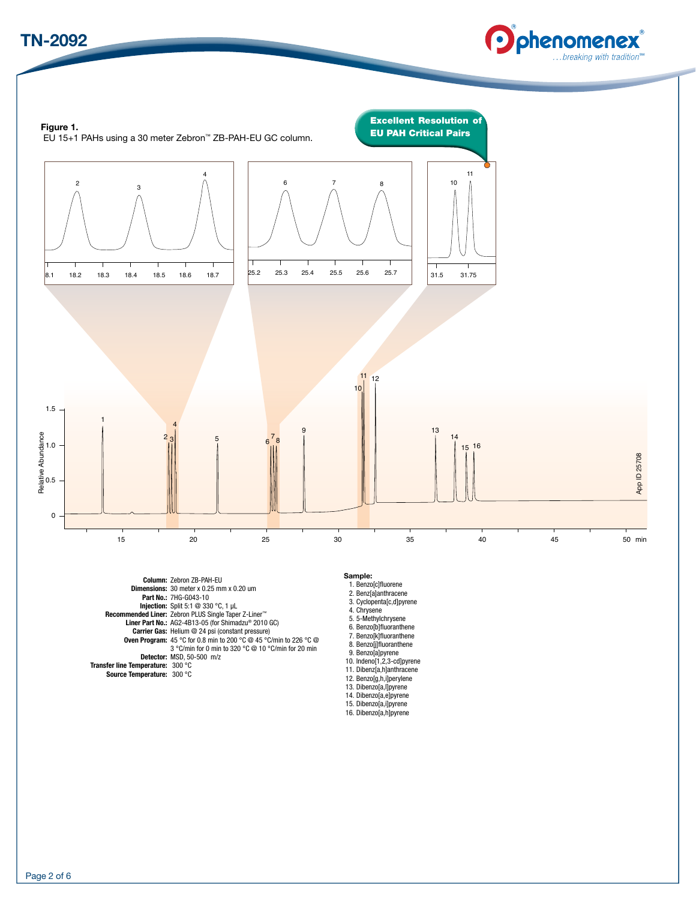**Figure 1.**
EU 15+1 PAHs using a 30 meter Zebron™ ZB-PAH-EU GC column.

Excellent Resolution of EU PAH Critical Pairs

2
3
4
8.1
18.2
18.3
18.4
18.5
18.6
18.7

6
7
8
25.2
25.3
25.4
25.5
25.6
25.7

10
11
31.5
31.75

Relative Abundance
1.5
1.0
0.5
0
1
2
3
4
5
6
7
8
9
10
11
12
13
14
15
16
15
20
25
30
35
40
45
50 min
App ID 25708

**Column:** Zebron ZB-PAH-EU
**Dimensions:** 30 meter x 0.25 mm x 0.20 um
**Part No.:** 7HG-G043-10
**Injection:** Split 5:1 @ 330 °C, 1 µL
**Recommended Liner:** Zebron PLUS Single Taper Z-Liner™
**Liner Part No.:** AG2-4B13-05 (for Shimadzu® 2010 GC)
**Carrier Gas:** Helium @ 24 psi (constant pressure)
**Oven Program:** 45 °C for 0.8 min to 200 °C @ 45 °C/min to 226 °C @ 3 °C/min for 0 min to 320 °C @ 10 °C/min for 20 min
**Detector:** MSD, 50-500 m/z
**Transfer line Temperature:** 300 °C
**Source Temperature:** 300 °C

**Sample:**
1. Benzo[c]fluorene
2. Benz[a]anthracene
3. Cyclopenta[c,d]pyrene
4. Chrysene
5. 5-Methylchrysene
6. Benzo[b]fluoranthene
7. Benzo[k]fluoranthene
8. Benzo[j]fluoranthene
9. Benzo[a]pyrene
10. Indeno[1,2,3-cd]pyrene
11. Dibenz[a,h]anthracene
12. Benzo[g,h,i]perylene
13. Dibenzo[a,l]pyrene
14. Dibenzo[a,e]pyrene
15. Dibenzo[a,i]pyrene
16. Dibenzo[a,h]pyrene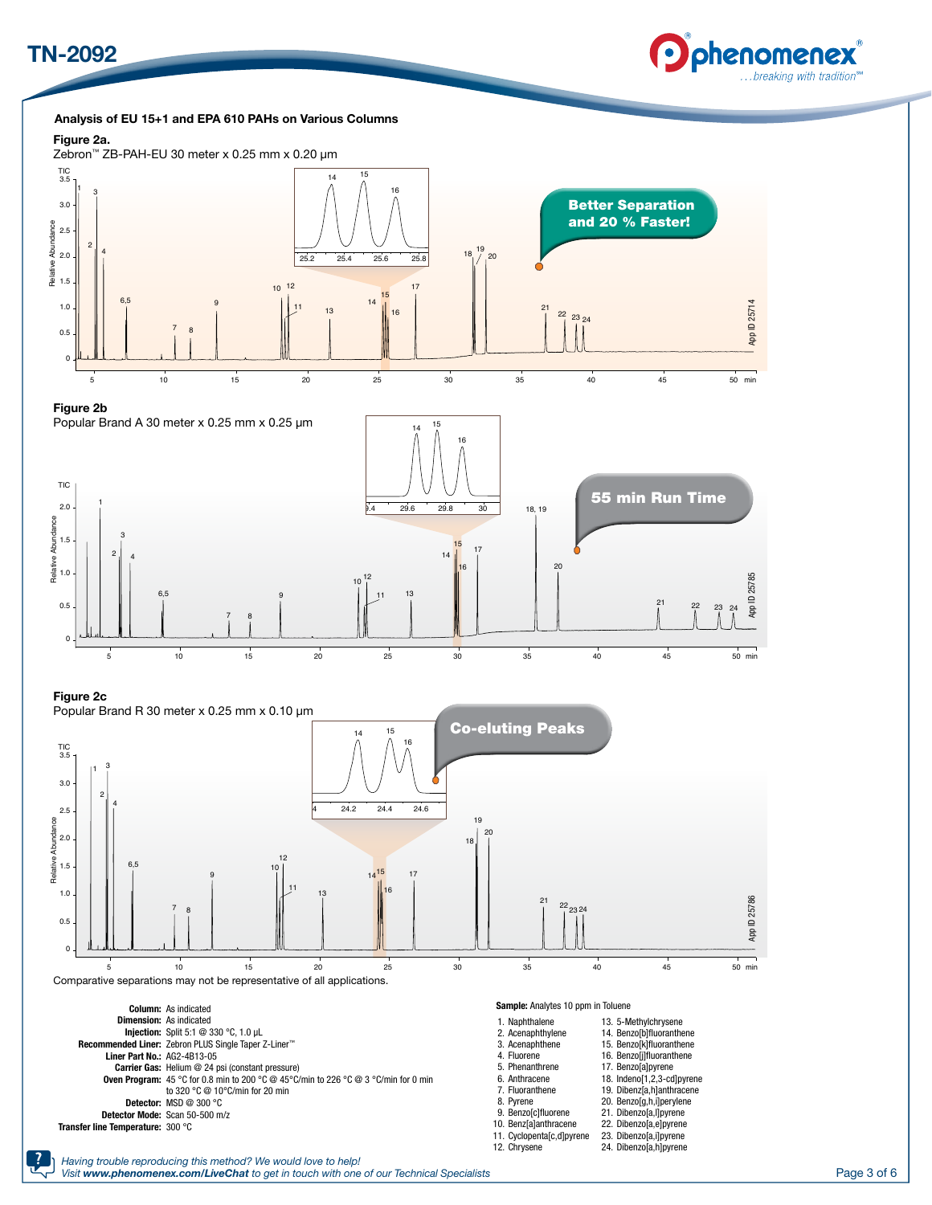## Analysis of EU 15+1 and EPA 610 PAHs on Various Columns

**Figure 2a.**

Zebron™ ZB-PAH-EU 30 meter x 0.25 mm x 0.20 µm

TIC
Relative Abundance
Better Separation and 20 % Faster!
App ID 25714
min

**Figure 2b**

Popular Brand A 30 meter x 0.25 mm x 0.25 µm

TIC
Relative Abundance
55 min Run Time
App ID 25785
min

**Figure 2c**

Popular Brand R 30 meter x 0.25 mm x 0.10 µm

TIC
Relative Abundance
Co-eluting Peaks
App ID 25786
min

Comparative separations may not be representative of all applications.

**Column:** As indicated
**Dimension:** As indicated
**Injection:** Split 5:1 @ 330 °C, 1.0 µL
**Recommended Liner:** Zebron PLUS Single Taper Z-Liner™
**Liner Part No.:** AG2-4B13-05
**Carrier Gas:** Helium @ 24 psi (constant pressure)
**Oven Program:** 45 °C for 0.8 min to 200 °C @ 45°C/min to 226 °C @ 3 °C/min for 0 min to 320 °C @ 10°C/min for 20 min
**Detector:** MSD @ 300 °C
**Detector Mode:** Scan 50-500 m/z
**Transfer line Temperature:** 300 °C

**Sample:** Analytes 10 ppm in Toluene

1. Naphthalene
2. Acenaphthylene
3. Acenaphthene
4. Fluorene
5. Phenanthrene
6. Anthracene
7. Fluoranthene
8. Pyrene
9. Benzo[c]fluorene
10. Benz[a]anthracene
11. Cyclopenta[c,d]pyrene
12. Chrysene
13. 5-Methylchrysene
14. Benzo[b]fluoranthene
15. Benzo[k]fluoranthene
16. Benzo[j]fluoranthene
17. Benzo[a]pyrene
18. Indeno[1,2,3-cd]pyrene
19. Dibenz[a,h]anthracene
20. Benzo[g,h,i]perylene
21. Dibenzo[a,l]pyrene
22. Dibenzo[a,e]pyrene
23. Dibenzo[a,i]pyrene
24. Dibenzo[a,h]pyrene

*Having trouble reproducing this method? We would love to help!*
*Visit **www.phenomenex.com/LiveChat** to get in touch with one of our Technical Specialists*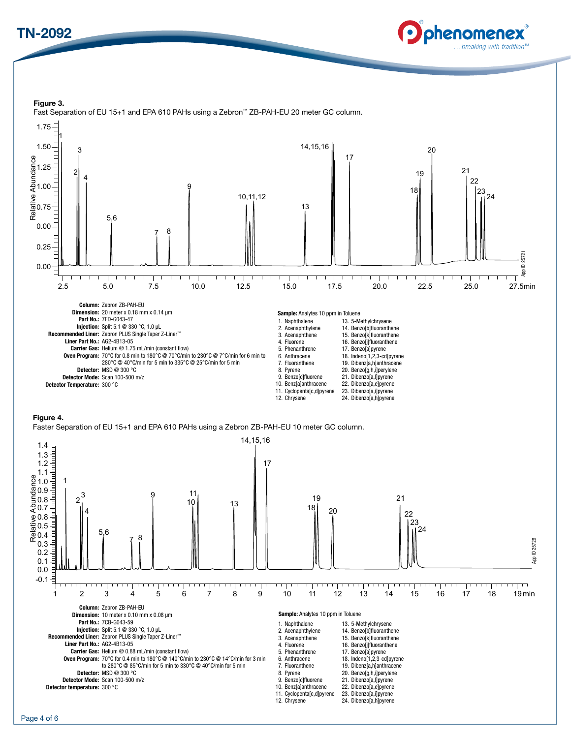**Figure 3.**
Fast Separation of EU 15+1 and EPA 610 PAHs using a Zebron™ ZB-PAH-EU 20 meter GC column.

Relative Abundance

1.75
1.50
1.25
1.00
0.75
0.00
0.25
0.00

1
2
3
4
5,6
7
8
9
10,11,12
13
14,15,16
17
18
19
20
21
22
23
24

2.5 5.0 7.5 10.0 12.5 15.0 17.5 20.0 22.5 25.0 27.5min

App ID 25721

**Column:** Zebron ZB-PAH-EU
**Dimension:** 20 meter x 0.18 mm x 0.14 µm
**Part No.:** 7FD-G043-47
**Injection:** Split 5:1 @ 330 °C, 1.0 µL
**Recommended Liner:** Zebron PLUS Single Taper Z-Liner™
**Liner Part No.:** AG2-4B13-05
**Carrier Gas:** Helium @ 1.75 mL/min (constant flow)
**Oven Program:** 70°C for 0.8 min to 180°C @ 70°C/min to 230°C @ 7°C/min for 6 min to 280°C @ 40°C/min for 5 min to 335°C @ 25°C/min for 5 min
**Detector:** MSD @ 300 °C
**Detector Mode:** Scan 100-500 m/z
**Detector Temperature:** 300 °C

**Sample:** Analytes 10 ppm in Toluene

1. Naphthalene
2. Acenaphthylene
3. Acenaphthene
4. Fluorene
5. Phenanthrene
6. Anthracene
7. Fluoranthene
8. Pyrene
9. Benzo[c]fluorene
10. Benz[a]anthracene
11. Cyclopenta[c,d]pyrene
12. Chrysene
13. 5-Methylchrysene
14. Benzo[b]fluoranthene
15. Benzo[k]fluoranthene
16. Benzo[j]fluoranthene
17. Benzo[a]pyrene
18. Indeno[1,2,3-cd]pyrene
19. Dibenz[a,h]anthracene
20. Benzo[g,h,i]perylene
21. Dibenzo[a,l]pyrene
22. Dibenzo[a,e]pyrene
23. Dibenzo[a,i]pyrene
24. Dibenzo[a,h]pyrene

**Figure 4.**
Faster Separation of EU 15+1 and EPA 610 PAHs using a Zebron ZB-PAH-EU 10 meter GC column.

Relative Abundance

1.4
1.3
1.2
1.1
1.0
0.9
0.8
0.7
0.6
0.5
0.4
0.3
0.2
0.1
0.0
-0.1

1
2
3
4
5,6
7
8
9
10
11
13
14,15,16
17
18
19
20
21
22
23
24

1 2 3 4 5 6 7 8 9 10 11 12 13 14 15 16 17 18 19min

App ID 25729

**Column:** Zebron ZB-PAH-EU
**Dimension:** 10 meter x 0.10 mm x 0.08 µm
**Part No.:** 7CB-G043-59
**Injection:** Split 5:1 @ 330 °C, 1.0 µL
**Recommended Liner:** Zebron PLUS Single Taper Z-Liner™
**Liner Part No.:** AG2-4B13-05
**Carrier Gas:** Helium @ 0.88 mL/min (constant flow)
**Oven Program:** 70°C for 0.4 min to 180°C @ 140°C/min to 230°C @ 14°C/min for 3 min to 280°C @ 85°C/min for 5 min to 330°C @ 40°C/min for 5 min
**Detector:** MSD @ 300 °C
**Detector Mode:** Scan 100-500 m/z
**Detector temperature:** 300 °C

**Sample:** Analytes 10 ppm in Toluene

1. Naphthalene
2. Acenaphthylene
3. Acenaphthene
4. Fluorene
5. Phenanthrene
6. Anthracene
7. Fluoranthene
8. Pyrene
9. Benzo[c]fluorene
10. Benz[a]anthracene
11. Cyclopenta[c,d]pyrene
12. Chrysene
13. 5-Methylchrysene
14. Benzo[b]fluoranthene
15. Benzo[k]fluoranthene
16. Benzo[j]fluoranthene
17. Benzo[a]pyrene
18. Indeno[1,2,3-cd]pyrene
19. Dibenz[a,h]anthracene
20. Benzo[g,h,i]perylene
21. Dibenzo[a,l]pyrene
22. Dibenzo[a,e]pyrene
23. Dibenzo[a,i]pyrene
24. Dibenzo[a,h]pyrene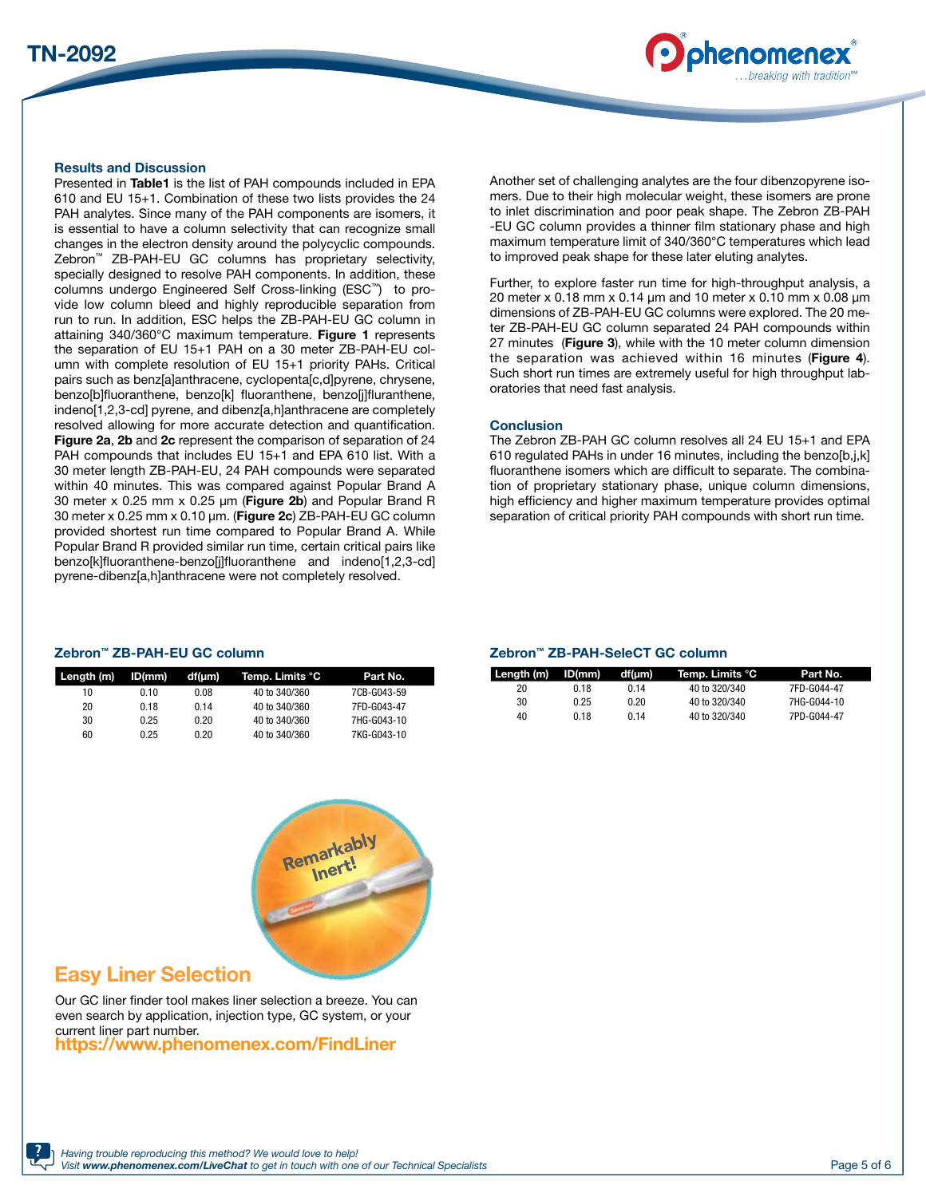## Results and Discussion

Presented in **Table1** is the list of PAH compounds included in EPA 610 and EU 15+1. Combination of these two lists provides the 24 PAH analytes. Since many of the PAH components are isomers, it is essential to have a column selectivity that can recognize small changes in the electron density around the polycyclic compounds. Zebron™ ZB-PAH-EU GC columns has proprietary selectivity, specially designed to resolve PAH components. In addition, these columns undergo Engineered Self Cross-linking (ESC™) to provide low column bleed and highly reproducible separation from run to run. In addition, ESC helps the ZB-PAH-EU GC column in attaining 340/360°C maximum temperature. **Figure 1** represents the separation of EU 15+1 PAH on a 30 meter ZB-PAH-EU column with complete resolution of EU 15+1 priority PAHs. Critical pairs such as benz[a]anthracene, cyclopenta[c,d]pyrene, chrysene, benzo[b]fluoranthene, benzo[k] fluoranthene, benzo[j]fluranthene, indeno[1,2,3-cd] pyrene, and dibenz[a,h]anthracene are completely resolved allowing for more accurate detection and quantification. **Figure 2a**, **2b** and **2c** represent the comparison of separation of 24 PAH compounds that includes EU 15+1 and EPA 610 list. With a 30 meter length ZB-PAH-EU, 24 PAH compounds were separated within 40 minutes. This was compared against Popular Brand A 30 meter x 0.25 mm x 0.25 µm (**Figure 2b**) and Popular Brand R 30 meter x 0.25 mm x 0.10 µm. (**Figure 2c**) ZB-PAH-EU GC column provided shortest run time compared to Popular Brand A. While Popular Brand R provided similar run time, certain critical pairs like benzo[k]fluoranthene-benzo[j]fluoranthene and indeno[1,2,3-cd] pyrene-dibenz[a,h]anthracene were not completely resolved.

Another set of challenging analytes are the four dibenzopyrene isomers. Due to their high molecular weight, these isomers are prone to inlet discrimination and poor peak shape. The Zebron ZB-PAH -EU GC column provides a thinner film stationary phase and high maximum temperature limit of 340/360°C temperatures which lead to improved peak shape for these later eluting analytes.

Further, to explore faster run time for high-throughput analysis, a 20 meter x 0.18 mm x 0.14 µm and 10 meter x 0.10 mm x 0.08 µm dimensions of ZB-PAH-EU GC columns were explored. The 20 meter ZB-PAH-EU GC column separated 24 PAH compounds within 27 minutes (**Figure 3**), while with the 10 meter column dimension the separation was achieved within 16 minutes (**Figure 4**). Such short run times are extremely useful for high throughput laboratories that need fast analysis.

## Conclusion

The Zebron ZB-PAH GC column resolves all 24 EU 15+1 and EPA 610 regulated PAHs in under 16 minutes, including the benzo[b,j,k] fluoranthene isomers which are difficult to separate. The combination of proprietary stationary phase, unique column dimensions, high efficiency and higher maximum temperature provides optimal separation of critical priority PAH compounds with short run time.

### Zebron™ ZB-PAH-EU GC column

| Length (m) | ID(mm) | df(µm) | Temp. Limits °C | Part No. |
|---|---|---|---|---|
| 10 | 0.10 | 0.08 | 40 to 340/360 | 7CB-G043-59 |
| 20 | 0.18 | 0.14 | 40 to 340/360 | 7FD-G043-47 |
| 30 | 0.25 | 0.20 | 40 to 340/360 | 7HG-G043-10 |
| 60 | 0.25 | 0.20 | 40 to 340/360 | 7KG-G043-10 |

### Zebron™ ZB-PAH-SeleCT GC column

| Length (m) | ID(mm) | df(µm) | Temp. Limits °C | Part No. |
|---|---|---|---|---|
| 20 | 0.18 | 0.14 | 40 to 320/340 | 7FD-G044-47 |
| 30 | 0.25 | 0.20 | 40 to 320/340 | 7HG-G044-10 |
| 40 | 0.18 | 0.14 | 40 to 320/340 | 7PD-G044-47 |

Remarkably Inert!

## Easy Liner Selection

Our GC liner finder tool makes liner selection a breeze. You can even search by application, injection type, GC system, or your current liner part number.

**https://www.phenomenex.com/FindLiner**

*Having trouble reproducing this method? We would love to help!*
*Visit **www.phenomenex.com/LiveChat** to get in touch with one of our Technical Specialists*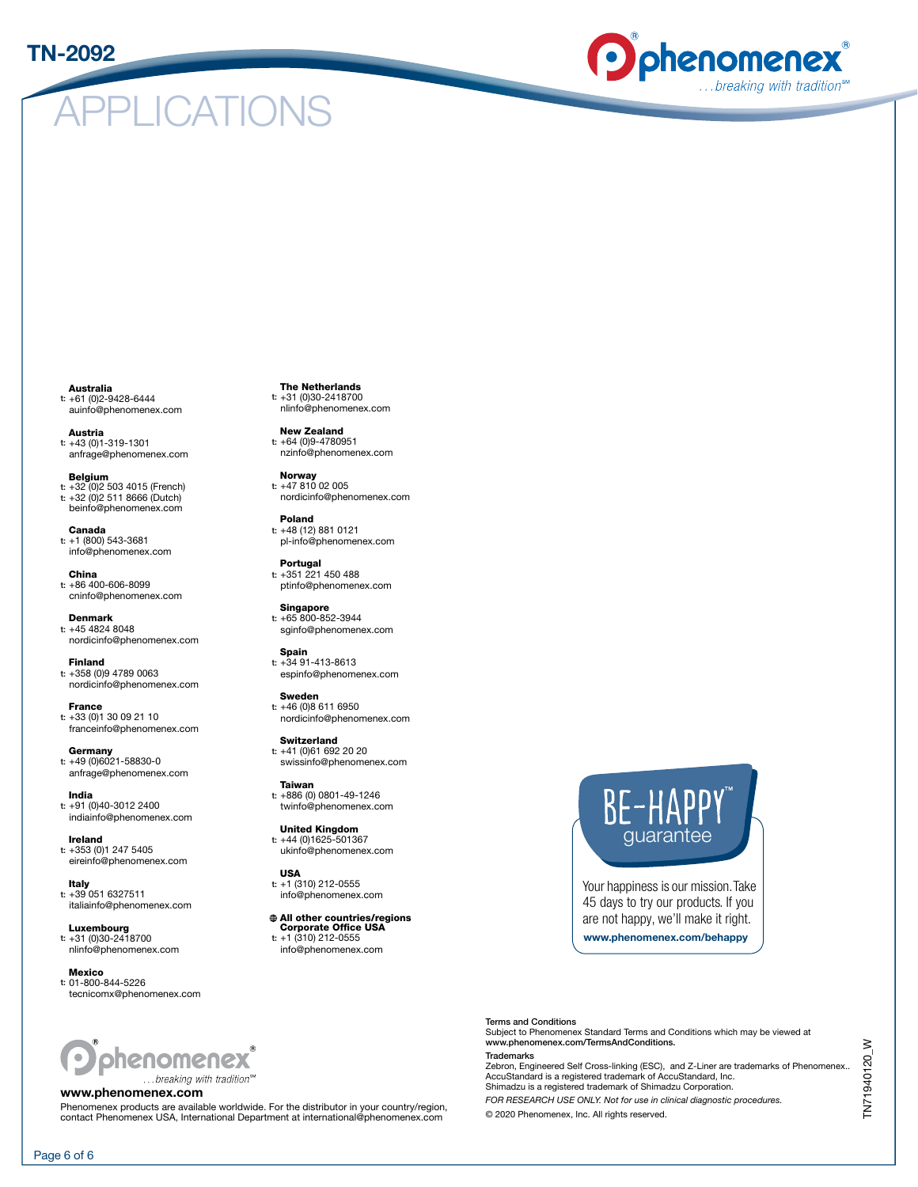**Australia**
t: +61 (0)2-9428-6444
auinfo@phenomenex.com

**Austria**
t: +43 (0)1-319-1301
anfrage@phenomenex.com

**Belgium**
t: +32 (0)2 503 4015 (French)
t: +32 (0)2 511 8666 (Dutch)
beinfo@phenomenex.com

**Canada**
t: +1 (800) 543-3681
info@phenomenex.com

**China**
t: +86 400-606-8099
cninfo@phenomenex.com

**Denmark**
t: +45 4824 8048
nordicinfo@phenomenex.com

**Finland**
t: +358 (0)9 4789 0063
nordicinfo@phenomenex.com

**France**
t: +33 (0)1 30 09 21 10
franceinfo@phenomenex.com

**Germany**
t: +49 (0)6021-58830-0
anfrage@phenomenex.com

**India**
t: +91 (0)40-3012 2400
indiainfo@phenomenex.com

**Ireland**
t: +353 (0)1 247 5405
eireinfo@phenomenex.com

**Italy**
t: +39 051 6327511
italiainfo@phenomenex.com

**Luxembourg**
t: +31 (0)30-2418700
nlinfo@phenomenex.com

**Mexico**
t: 01-800-844-5226
tecnicomx@phenomenex.com

**The Netherlands**
t: +31 (0)30-2418700
nlinfo@phenomenex.com

**New Zealand**
t: +64 (0)9-4780951
nzinfo@phenomenex.com

**Norway**
t: +47 810 02 005
nordicinfo@phenomenex.com

**Poland**
t: +48 (12) 881 0121
pl-info@phenomenex.com

**Portugal**
t: +351 221 450 488
ptinfo@phenomenex.com

**Singapore**
t: +65 800-852-3944
sginfo@phenomenex.com

**Spain**
t: +34 91-413-8613
espinfo@phenomenex.com

**Sweden**
t: +46 (0)8 611 6950
nordicinfo@phenomenex.com

**Switzerland**
t: +41 (0)61 692 20 20
swissinfo@phenomenex.com

**Taiwan**
t: +886 (0) 0801-49-1246
twinfo@phenomenex.com

**United Kingdom**
t: +44 (0)1625-501367
ukinfo@phenomenex.com

**USA**
t: +1 (310) 212-0555
info@phenomenex.com

**All other countries/regions**
**Corporate Office USA**
t: +1 (310) 212-0555
info@phenomenex.com

BE-HAPPY™ guarantee

Your happiness is our mission. Take 45 days to try our products. If you are not happy, we'll make it right.

**www.phenomenex.com/behappy**

**www.phenomenex.com**

Phenomenex products are available worldwide. For the distributor in your country/region, contact Phenomenex USA, International Department at international@phenomenex.com

**Terms and Conditions**
Subject to Phenomenex Standard Terms and Conditions which may be viewed at **www.phenomenex.com/TermsAndConditions.**

**Trademarks**
Zebron, Engineered Self Cross-linking (ESC), and Z-Liner are trademarks of Phenomenex.. AccuStandard is a registered trademark of AccuStandard, Inc. Shimadzu is a registered trademark of Shimadzu Corporation.

*FOR RESEARCH USE ONLY. Not for use in clinical diagnostic procedures.*

© 2020 Phenomenex, Inc. All rights reserved.

TN71940120_W